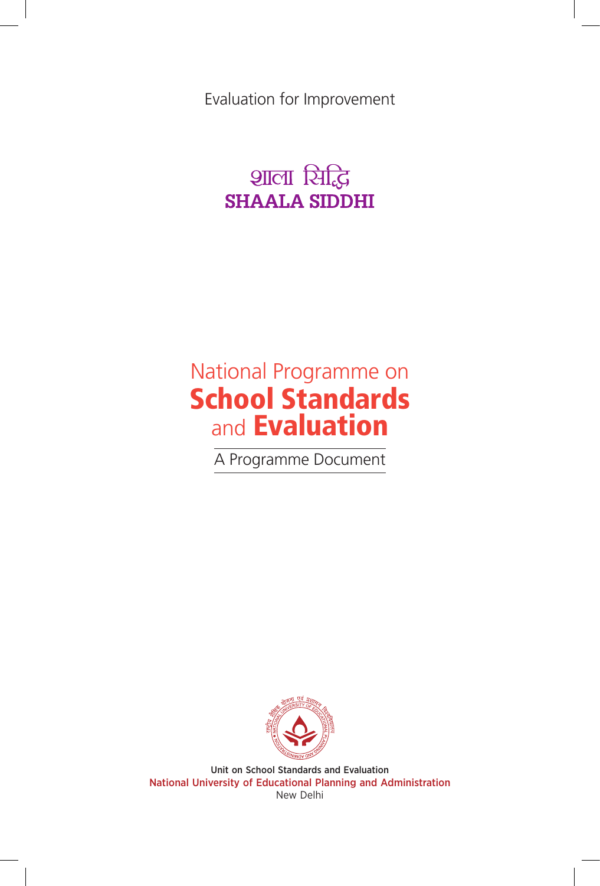Evaluation for Improvement

# शाला सिद्धि
# SHAALA SIDDHI

# National Programme on School Standards and Evaluation

A Programme Document

Unit on School Standards and Evaluation
National University of Educational Planning and Administration
New Delhi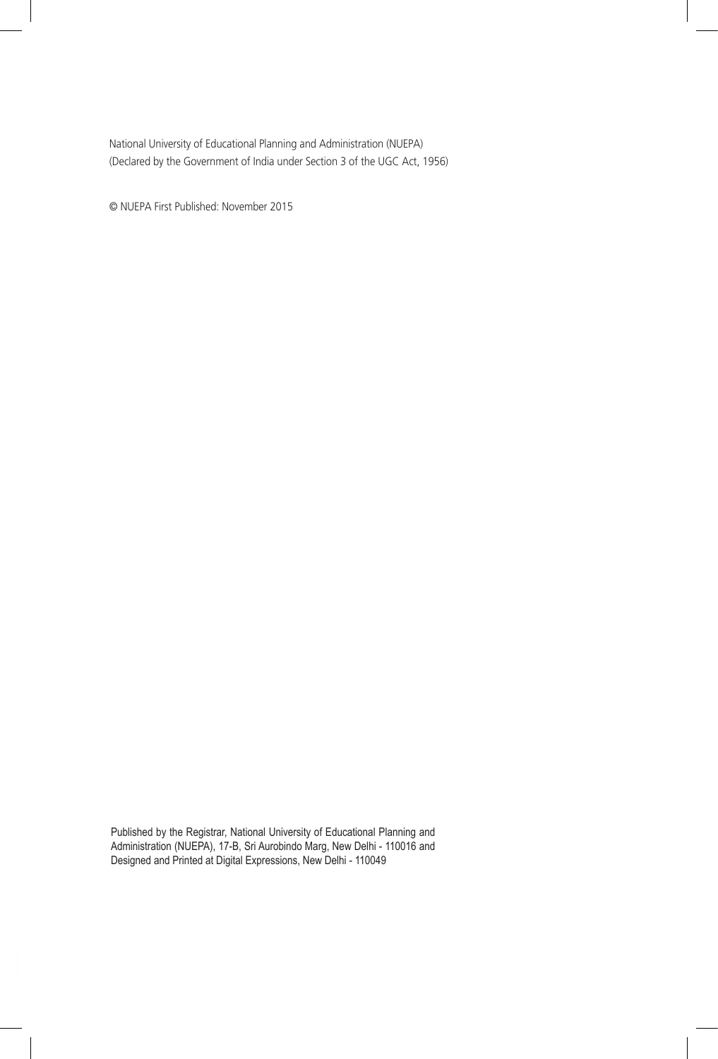National University of Educational Planning and Administration (NUEPA)
(Declared by the Government of India under Section 3 of the UGC Act, 1956)

© NUEPA First Published: November 2015

Published by the Registrar, National University of Educational Planning and Administration (NUEPA), 17-B, Sri Aurobindo Marg, New Delhi - 110016 and Designed and Printed at Digital Expressions, New Delhi - 110049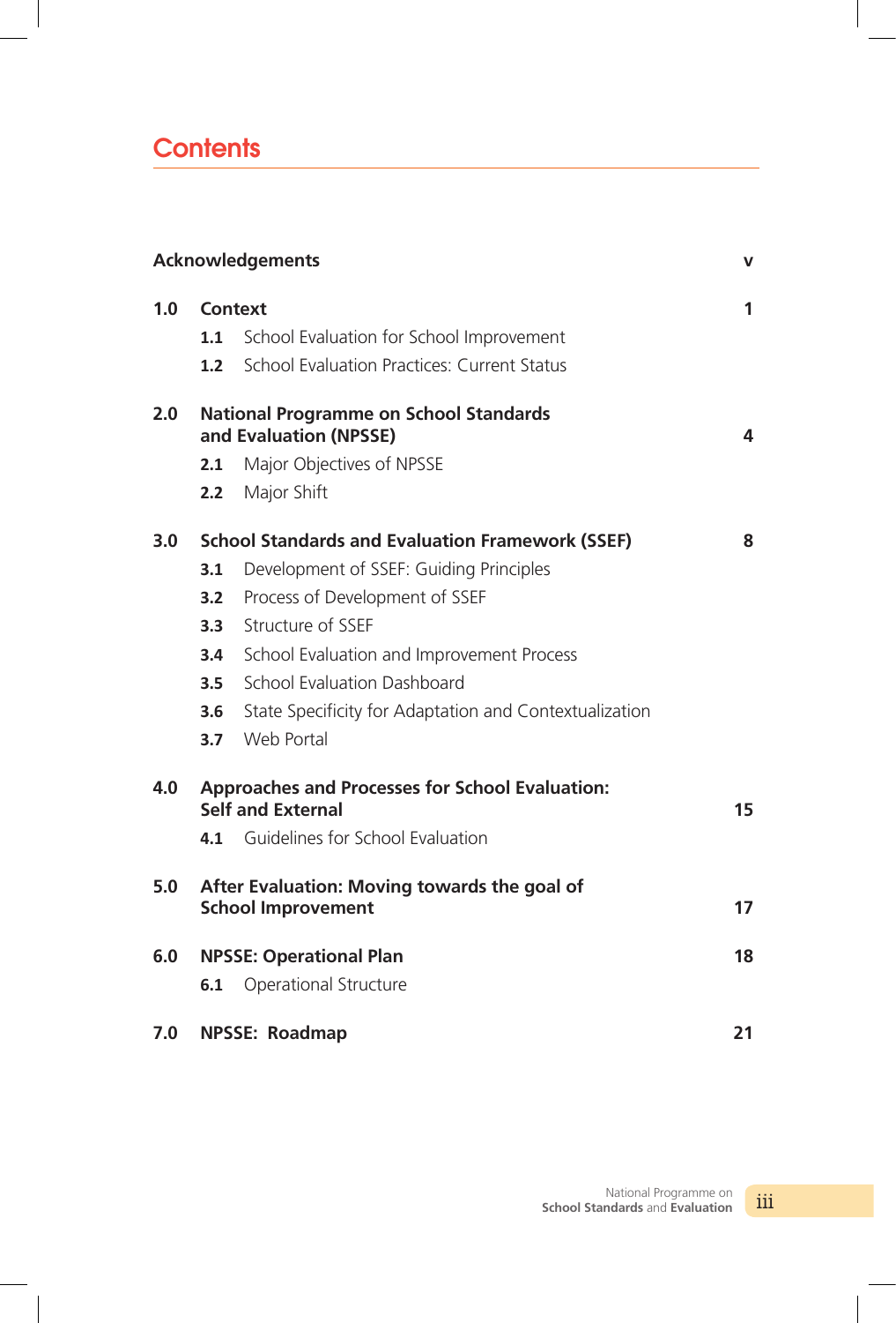# Contents

| | | |
|---|---|---|
| **Acknowledgements** | | **v** |
| **1.0** | **Context** | **1** |
| | **1.1** School Evaluation for School Improvement | |
| | **1.2** School Evaluation Practices: Current Status | |
| **2.0** | **National Programme on School Standards and Evaluation (NPSSE)** | **4** |
| | **2.1** Major Objectives of NPSSE | |
| | **2.2** Major Shift | |
| **3.0** | **School Standards and Evaluation Framework (SSEF)** | **8** |
| | **3.1** Development of SSEF: Guiding Principles | |
| | **3.2** Process of Development of SSEF | |
| | **3.3** Structure of SSEF | |
| | **3.4** School Evaluation and Improvement Process | |
| | **3.5** School Evaluation Dashboard | |
| | **3.6** State Specificity for Adaptation and Contextualization | |
| | **3.7** Web Portal | |
| **4.0** | **Approaches and Processes for School Evaluation: Self and External** | **15** |
| | **4.1** Guidelines for School Evaluation | |
| **5.0** | **After Evaluation: Moving towards the goal of School Improvement** | **17** |
| **6.0** | **NPSSE: Operational Plan** | **18** |
| | **6.1** Operational Structure | |
| **7.0** | **NPSSE: Roadmap** | **21** |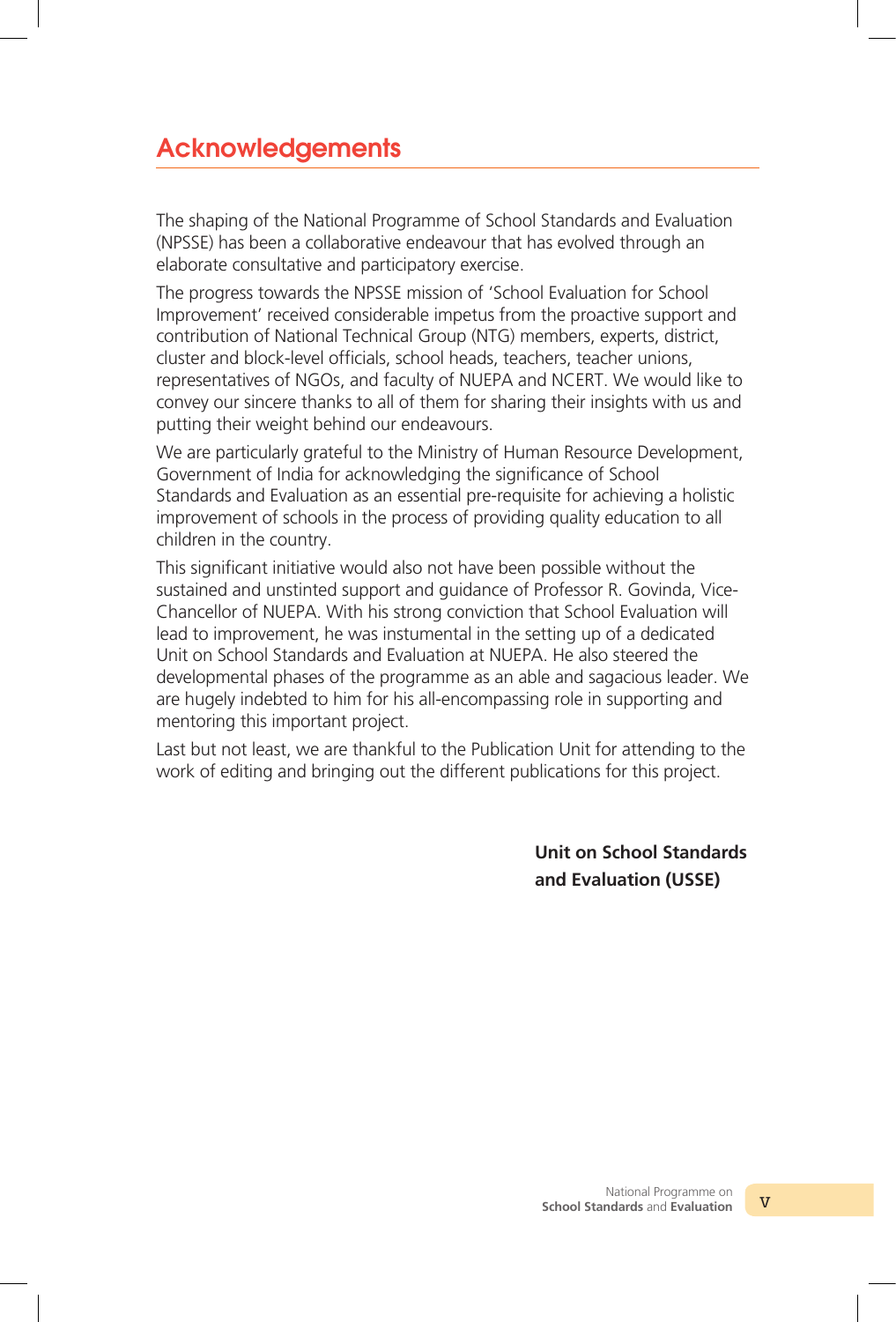## Acknowledgements

The shaping of the National Programme of School Standards and Evaluation (NPSSE) has been a collaborative endeavour that has evolved through an elaborate consultative and participatory exercise.

The progress towards the NPSSE mission of 'School Evaluation for School Improvement' received considerable impetus from the proactive support and contribution of National Technical Group (NTG) members, experts, district, cluster and block-level officials, school heads, teachers, teacher unions, representatives of NGOs, and faculty of NUEPA and NCERT. We would like to convey our sincere thanks to all of them for sharing their insights with us and putting their weight behind our endeavours.

We are particularly grateful to the Ministry of Human Resource Development, Government of India for acknowledging the significance of School Standards and Evaluation as an essential pre-requisite for achieving a holistic improvement of schools in the process of providing quality education to all children in the country.

This significant initiative would also not have been possible without the sustained and unstinted support and guidance of Professor R. Govinda, Vice-Chancellor of NUEPA. With his strong conviction that School Evaluation will lead to improvement, he was instumental in the setting up of a dedicated Unit on School Standards and Evaluation at NUEPA. He also steered the developmental phases of the programme as an able and sagacious leader. We are hugely indebted to him for his all-encompassing role in supporting and mentoring this important project.

Last but not least, we are thankful to the Publication Unit for attending to the work of editing and bringing out the different publications for this project.

**Unit on School Standards and Evaluation (USSE)**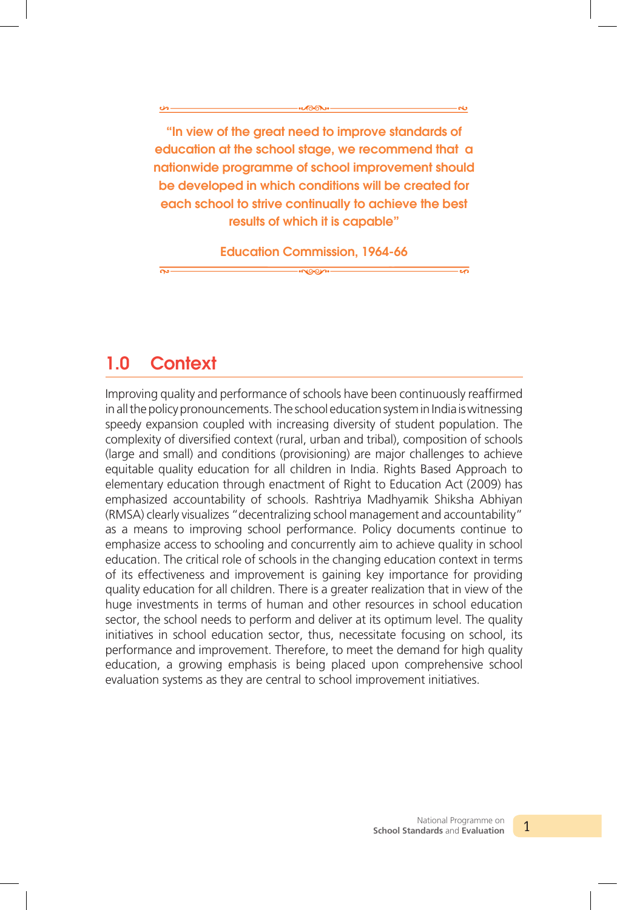> **"In view of the great need to improve standards of education at the school stage, we recommend that a nationwide programme of school improvement should be developed in which conditions will be created for each school to strive continually to achieve the best results of which it is capable"**
>
> **Education Commission, 1964-66**

## 1.0 Context

Improving quality and performance of schools have been continuously reaffirmed in all the policy pronouncements. The school education system in India is witnessing speedy expansion coupled with increasing diversity of student population. The complexity of diversified context (rural, urban and tribal), composition of schools (large and small) and conditions (provisioning) are major challenges to achieve equitable quality education for all children in India. Rights Based Approach to elementary education through enactment of Right to Education Act (2009) has emphasized accountability of schools. Rashtriya Madhyamik Shiksha Abhiyan (RMSA) clearly visualizes "decentralizing school management and accountability" as a means to improving school performance. Policy documents continue to emphasize access to schooling and concurrently aim to achieve quality in school education. The critical role of schools in the changing education context in terms of its effectiveness and improvement is gaining key importance for providing quality education for all children. There is a greater realization that in view of the huge investments in terms of human and other resources in school education sector, the school needs to perform and deliver at its optimum level. The quality initiatives in school education sector, thus, necessitate focusing on school, its performance and improvement. Therefore, to meet the demand for high quality education, a growing emphasis is being placed upon comprehensive school evaluation systems as they are central to school improvement initiatives.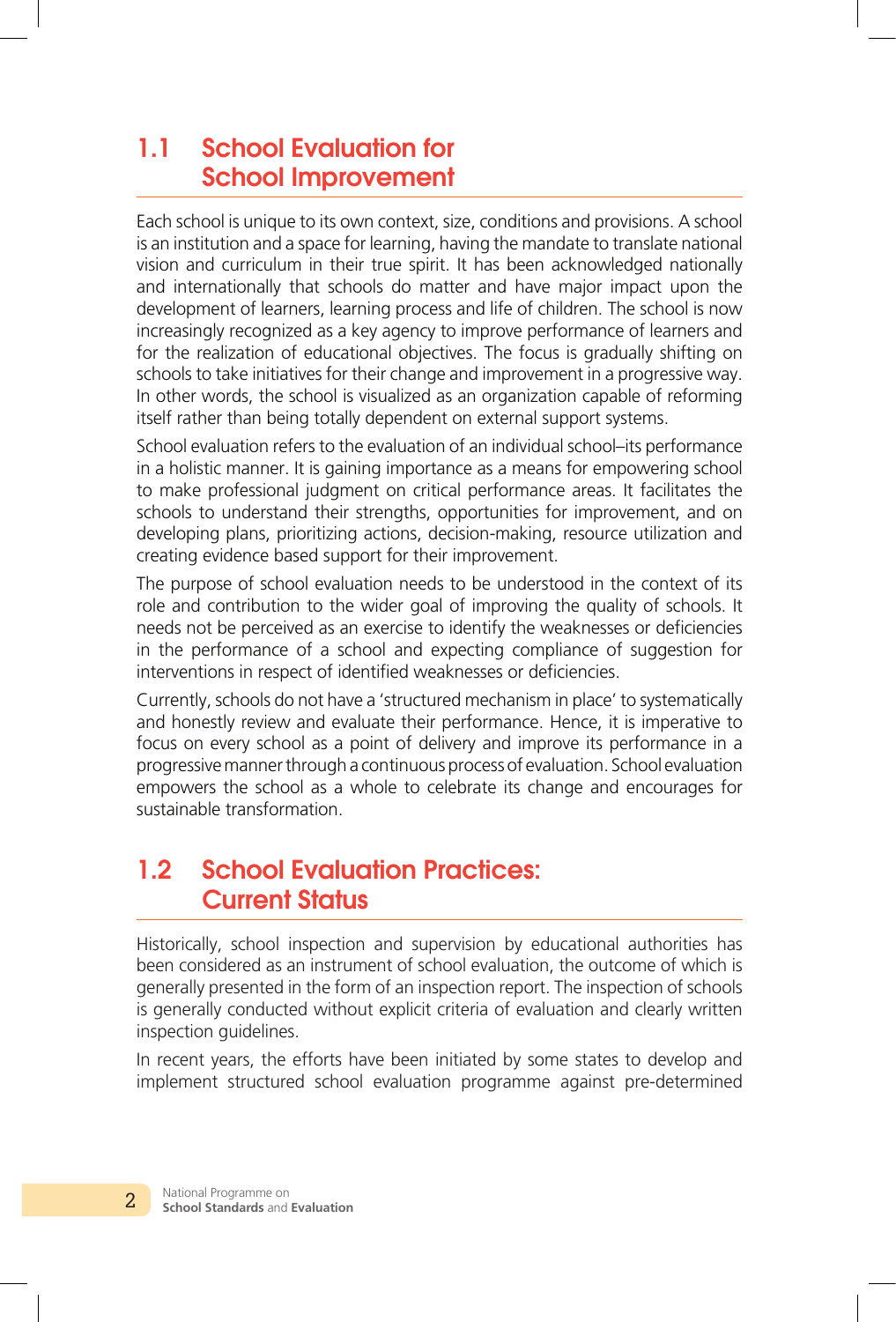## 1.1 School Evaluation for School Improvement

Each school is unique to its own context, size, conditions and provisions. A school is an institution and a space for learning, having the mandate to translate national vision and curriculum in their true spirit. It has been acknowledged nationally and internationally that schools do matter and have major impact upon the development of learners, learning process and life of children. The school is now increasingly recognized as a key agency to improve performance of learners and for the realization of educational objectives. The focus is gradually shifting on schools to take initiatives for their change and improvement in a progressive way. In other words, the school is visualized as an organization capable of reforming itself rather than being totally dependent on external support systems.

School evaluation refers to the evaluation of an individual school–its performance in a holistic manner. It is gaining importance as a means for empowering school to make professional judgment on critical performance areas. It facilitates the schools to understand their strengths, opportunities for improvement, and on developing plans, prioritizing actions, decision-making, resource utilization and creating evidence based support for their improvement.

The purpose of school evaluation needs to be understood in the context of its role and contribution to the wider goal of improving the quality of schools. It needs not be perceived as an exercise to identify the weaknesses or deficiencies in the performance of a school and expecting compliance of suggestion for interventions in respect of identified weaknesses or deficiencies.

Currently, schools do not have a 'structured mechanism in place' to systematically and honestly review and evaluate their performance. Hence, it is imperative to focus on every school as a point of delivery and improve its performance in a progressive manner through a continuous process of evaluation. School evaluation empowers the school as a whole to celebrate its change and encourages for sustainable transformation.

## 1.2 School Evaluation Practices: Current Status

Historically, school inspection and supervision by educational authorities has been considered as an instrument of school evaluation, the outcome of which is generally presented in the form of an inspection report. The inspection of schools is generally conducted without explicit criteria of evaluation and clearly written inspection guidelines.

In recent years, the efforts have been initiated by some states to develop and implement structured school evaluation programme against pre-determined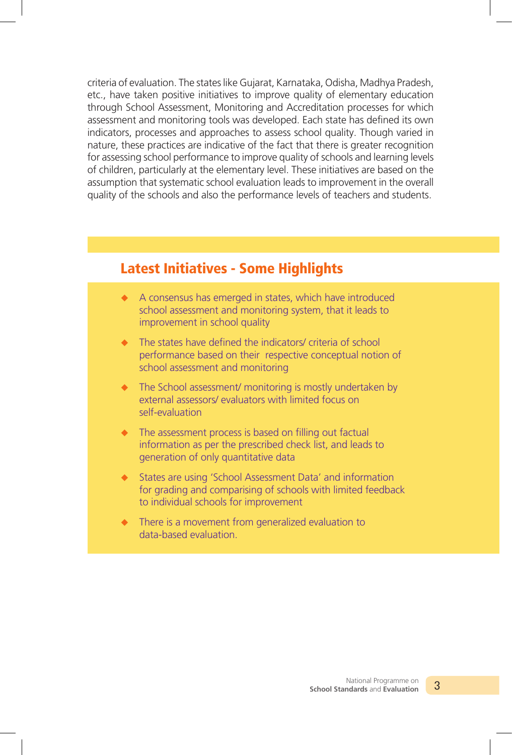criteria of evaluation. The states like Gujarat, Karnataka, Odisha, Madhya Pradesh, etc., have taken positive initiatives to improve quality of elementary education through School Assessment, Monitoring and Accreditation processes for which assessment and monitoring tools was developed. Each state has defined its own indicators, processes and approaches to assess school quality. Though varied in nature, these practices are indicative of the fact that there is greater recognition for assessing school performance to improve quality of schools and learning levels of children, particularly at the elementary level. These initiatives are based on the assumption that systematic school evaluation leads to improvement in the overall quality of the schools and also the performance levels of teachers and students.

## Latest Initiatives - Some Highlights

- A consensus has emerged in states, which have introduced school assessment and monitoring system, that it leads to improvement in school quality
- The states have defined the indicators/ criteria of school performance based on their respective conceptual notion of school assessment and monitoring
- The School assessment/ monitoring is mostly undertaken by external assessors/ evaluators with limited focus on self-evaluation
- The assessment process is based on filling out factual information as per the prescribed check list, and leads to generation of only quantitative data
- States are using 'School Assessment Data' and information for grading and comparising of schools with limited feedback to individual schools for improvement
- There is a movement from generalized evaluation to data-based evaluation.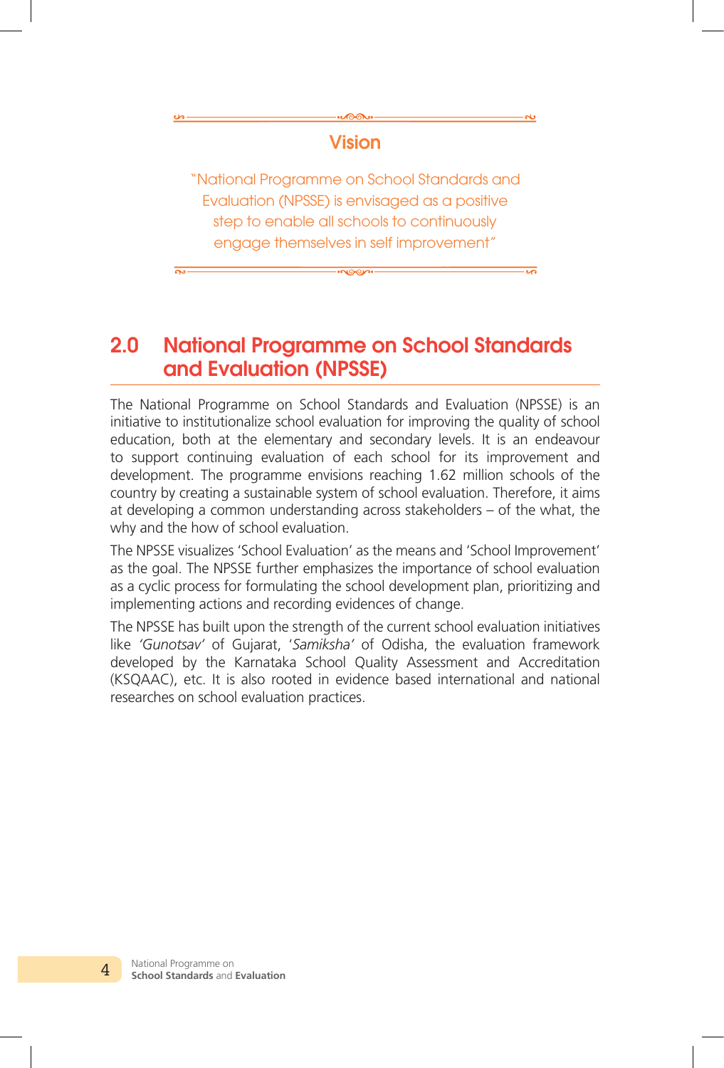## Vision

"National Programme on School Standards and Evaluation (NPSSE) is envisaged as a positive step to enable all schools to continuously engage themselves in self improvement"

## 2.0 National Programme on School Standards and Evaluation (NPSSE)

The National Programme on School Standards and Evaluation (NPSSE) is an initiative to institutionalize school evaluation for improving the quality of school education, both at the elementary and secondary levels. It is an endeavour to support continuing evaluation of each school for its improvement and development. The programme envisions reaching 1.62 million schools of the country by creating a sustainable system of school evaluation. Therefore, it aims at developing a common understanding across stakeholders – of the what, the why and the how of school evaluation.

The NPSSE visualizes 'School Evaluation' as the means and 'School Improvement' as the goal. The NPSSE further emphasizes the importance of school evaluation as a cyclic process for formulating the school development plan, prioritizing and implementing actions and recording evidences of change.

The NPSSE has built upon the strength of the current school evaluation initiatives like *'Gunotsav'* of Gujarat, '*Samiksha'* of Odisha, the evaluation framework developed by the Karnataka School Quality Assessment and Accreditation (KSQAAC), etc. It is also rooted in evidence based international and national researches on school evaluation practices.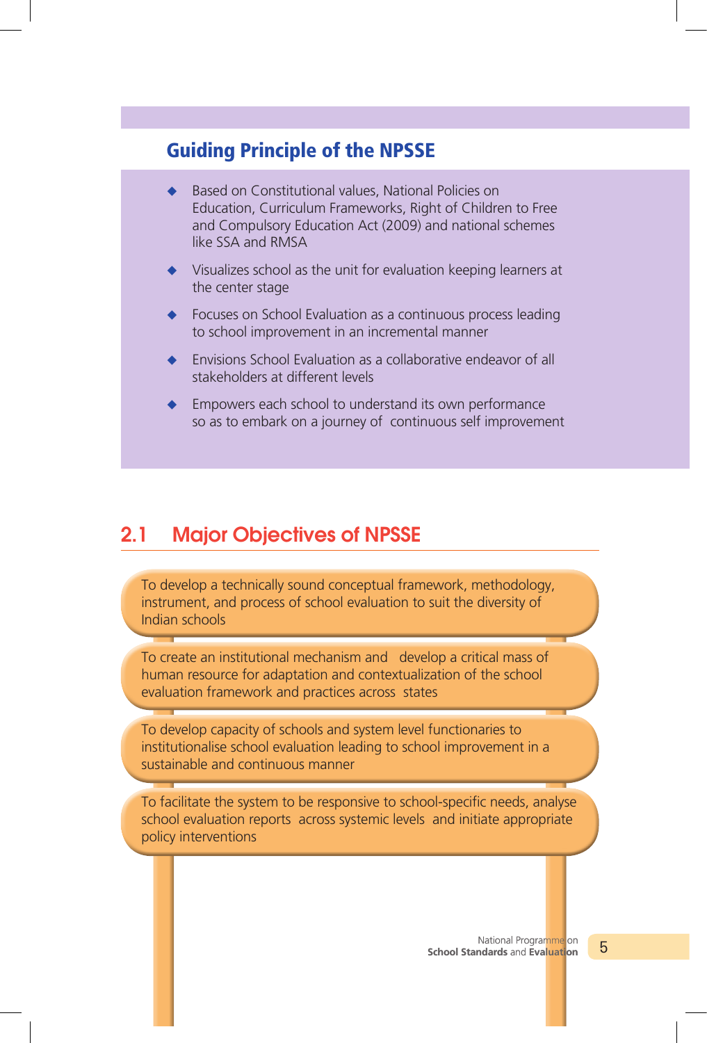## Guiding Principle of the NPSSE

- Based on Constitutional values, National Policies on Education, Curriculum Frameworks, Right of Children to Free and Compulsory Education Act (2009) and national schemes like SSA and RMSA
- Visualizes school as the unit for evaluation keeping learners at the center stage
- Focuses on School Evaluation as a continuous process leading to school improvement in an incremental manner
- Envisions School Evaluation as a collaborative endeavor of all stakeholders at different levels
- Empowers each school to understand its own performance so as to embark on a journey of continuous self improvement

## 2.1 Major Objectives of NPSSE

To develop a technically sound conceptual framework, methodology, instrument, and process of school evaluation to suit the diversity of Indian schools

To create an institutional mechanism and develop a critical mass of human resource for adaptation and contextualization of the school evaluation framework and practices across states

To develop capacity of schools and system level functionaries to institutionalise school evaluation leading to school improvement in a sustainable and continuous manner

To facilitate the system to be responsive to school-specific needs, analyse school evaluation reports across systemic levels and initiate appropriate policy interventions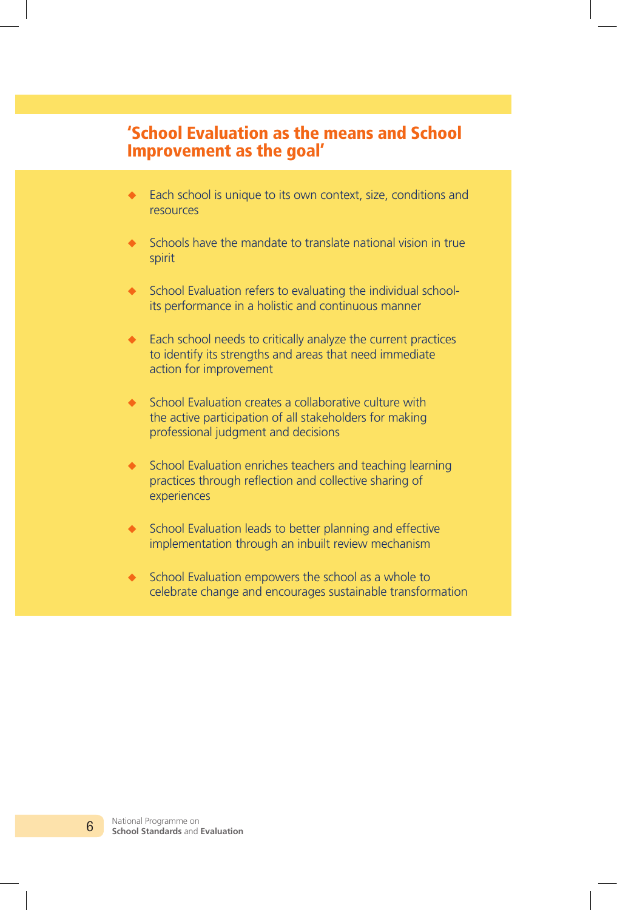## 'School Evaluation as the means and School Improvement as the goal'

- Each school is unique to its own context, size, conditions and resources
- Schools have the mandate to translate national vision in true spirit
- School Evaluation refers to evaluating the individual school- its performance in a holistic and continuous manner
- Each school needs to critically analyze the current practices to identify its strengths and areas that need immediate action for improvement
- School Evaluation creates a collaborative culture with the active participation of all stakeholders for making professional judgment and decisions
- School Evaluation enriches teachers and teaching learning practices through reflection and collective sharing of experiences
- School Evaluation leads to better planning and effective implementation through an inbuilt review mechanism
- School Evaluation empowers the school as a whole to celebrate change and encourages sustainable transformation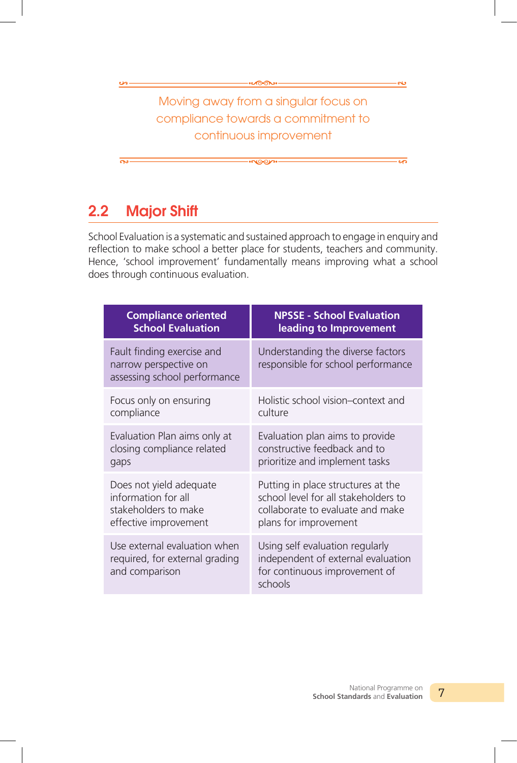Moving away from a singular focus on compliance towards a commitment to continuous improvement

## 2.2 Major Shift

School Evaluation is a systematic and sustained approach to engage in enquiry and reflection to make school a better place for students, teachers and community. Hence, 'school improvement' fundamentally means improving what a school does through continuous evaluation.

| Compliance oriented School Evaluation | NPSSE - School Evaluation leading to Improvement |
|---|---|
| Fault finding exercise and narrow perspective on assessing school performance | Understanding the diverse factors responsible for school performance |
| Focus only on ensuring compliance | Holistic school vision–context and culture |
| Evaluation Plan aims only at closing compliance related gaps | Evaluation plan aims to provide constructive feedback and to prioritize and implement tasks |
| Does not yield adequate information for all stakeholders to make effective improvement | Putting in place structures at the school level for all stakeholders to collaborate to evaluate and make plans for improvement |
| Use external evaluation when required, for external grading and comparison | Using self evaluation regularly independent of external evaluation for continuous improvement of schools |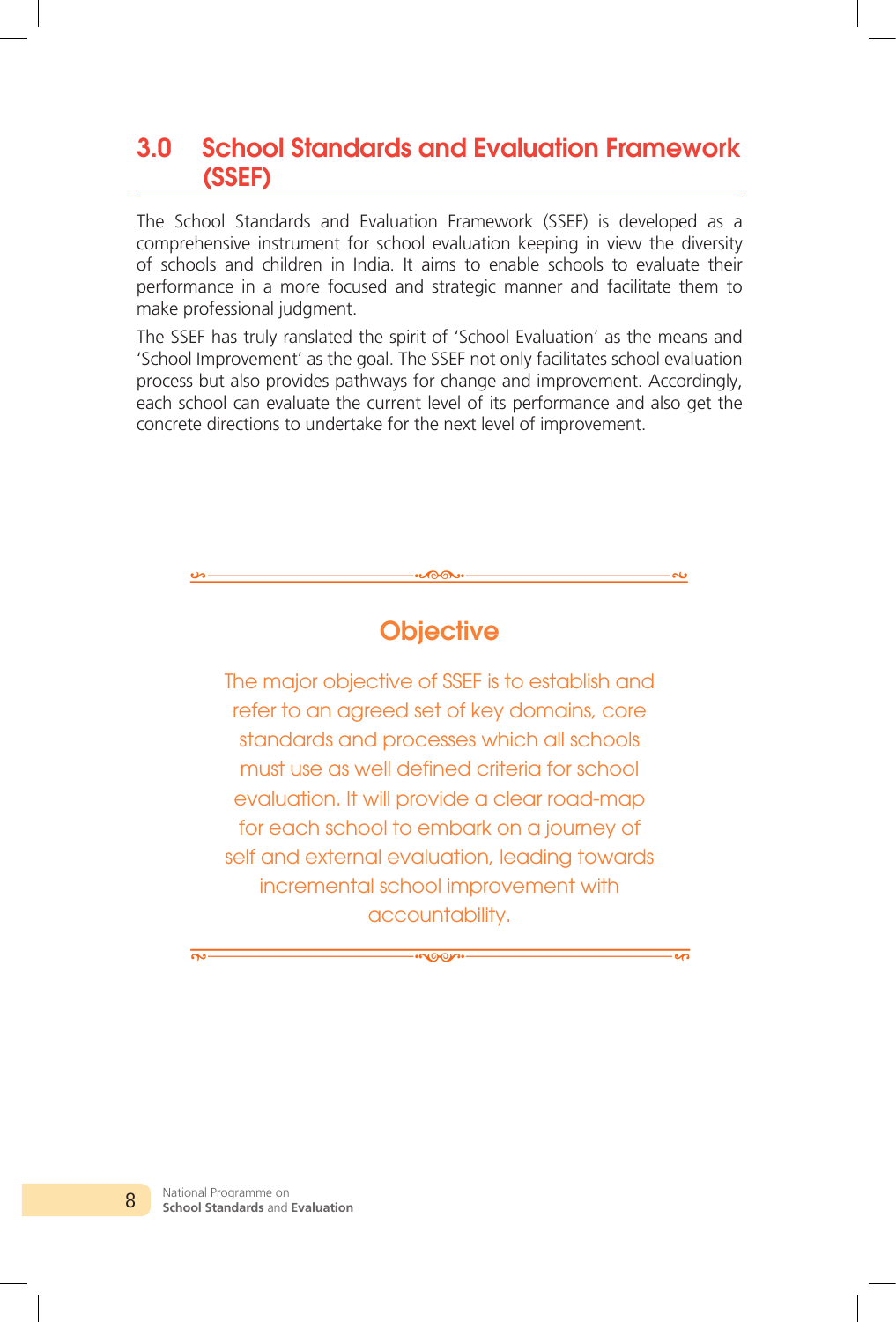# 3.0 School Standards and Evaluation Framework (SSEF)

The School Standards and Evaluation Framework (SSEF) is developed as a comprehensive instrument for school evaluation keeping in view the diversity of schools and children in India. It aims to enable schools to evaluate their performance in a more focused and strategic manner and facilitate them to make professional judgment.

The SSEF has truly ranslated the spirit of 'School Evaluation' as the means and 'School Improvement' as the goal. The SSEF not only facilitates school evaluation process but also provides pathways for change and improvement. Accordingly, each school can evaluate the current level of its performance and also get the concrete directions to undertake for the next level of improvement.

## Objective

The major objective of SSEF is to establish and refer to an agreed set of key domains, core standards and processes which all schools must use as well defined criteria for school evaluation. It will provide a clear road-map for each school to embark on a journey of self and external evaluation, leading towards incremental school improvement with accountability.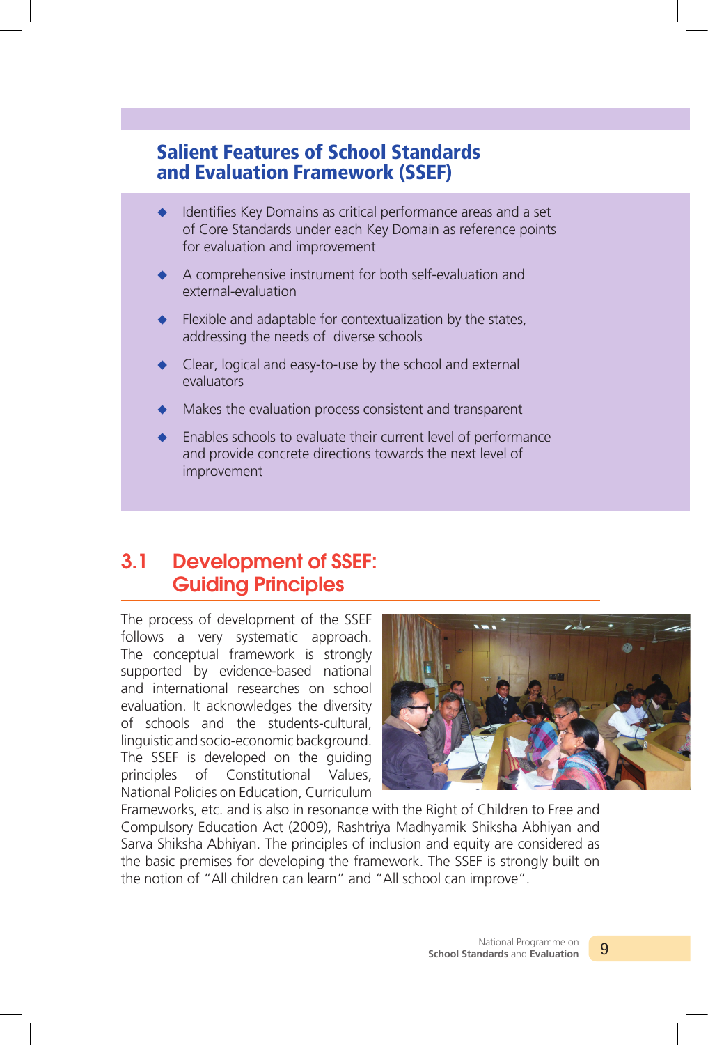## Salient Features of School Standards and Evaluation Framework (SSEF)

- Identifies Key Domains as critical performance areas and a set of Core Standards under each Key Domain as reference points for evaluation and improvement
- A comprehensive instrument for both self-evaluation and external-evaluation
- Flexible and adaptable for contextualization by the states, addressing the needs of diverse schools
- Clear, logical and easy-to-use by the school and external evaluators
- Makes the evaluation process consistent and transparent
- Enables schools to evaluate their current level of performance and provide concrete directions towards the next level of improvement

## 3.1 Development of SSEF: Guiding Principles

The process of development of the SSEF follows a very systematic approach. The conceptual framework is strongly supported by evidence-based national and international researches on school evaluation. It acknowledges the diversity of schools and the students-cultural, linguistic and socio-economic background. The SSEF is developed on the guiding principles of Constitutional Values, National Policies on Education, Curriculum Frameworks, etc. and is also in resonance with the Right of Children to Free and Compulsory Education Act (2009), Rashtriya Madhyamik Shiksha Abhiyan and Sarva Shiksha Abhiyan. The principles of inclusion and equity are considered as the basic premises for developing the framework. The SSEF is strongly built on the notion of "All children can learn" and "All school can improve".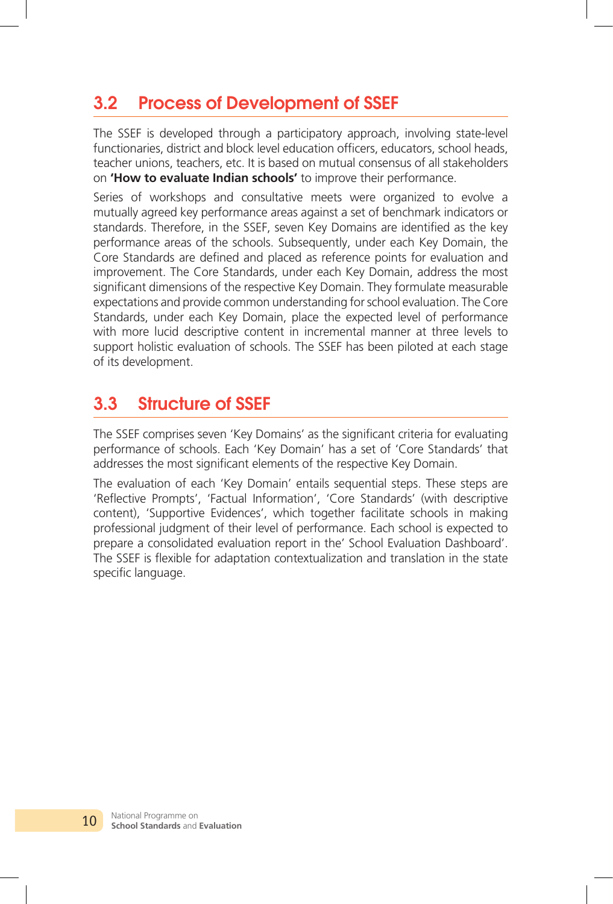## 3.2 Process of Development of SSEF

The SSEF is developed through a participatory approach, involving state-level functionaries, district and block level education officers, educators, school heads, teacher unions, teachers, etc. It is based on mutual consensus of all stakeholders on **'How to evaluate Indian schools'** to improve their performance.

Series of workshops and consultative meets were organized to evolve a mutually agreed key performance areas against a set of benchmark indicators or standards. Therefore, in the SSEF, seven Key Domains are identified as the key performance areas of the schools. Subsequently, under each Key Domain, the Core Standards are defined and placed as reference points for evaluation and improvement. The Core Standards, under each Key Domain, address the most significant dimensions of the respective Key Domain. They formulate measurable expectations and provide common understanding for school evaluation. The Core Standards, under each Key Domain, place the expected level of performance with more lucid descriptive content in incremental manner at three levels to support holistic evaluation of schools. The SSEF has been piloted at each stage of its development.

## 3.3 Structure of SSEF

The SSEF comprises seven 'Key Domains' as the significant criteria for evaluating performance of schools. Each 'Key Domain' has a set of 'Core Standards' that addresses the most significant elements of the respective Key Domain.

The evaluation of each 'Key Domain' entails sequential steps. These steps are 'Reflective Prompts', 'Factual Information', 'Core Standards' (with descriptive content), 'Supportive Evidences', which together facilitate schools in making professional judgment of their level of performance. Each school is expected to prepare a consolidated evaluation report in the' School Evaluation Dashboard'. The SSEF is flexible for adaptation contextualization and translation in the state specific language.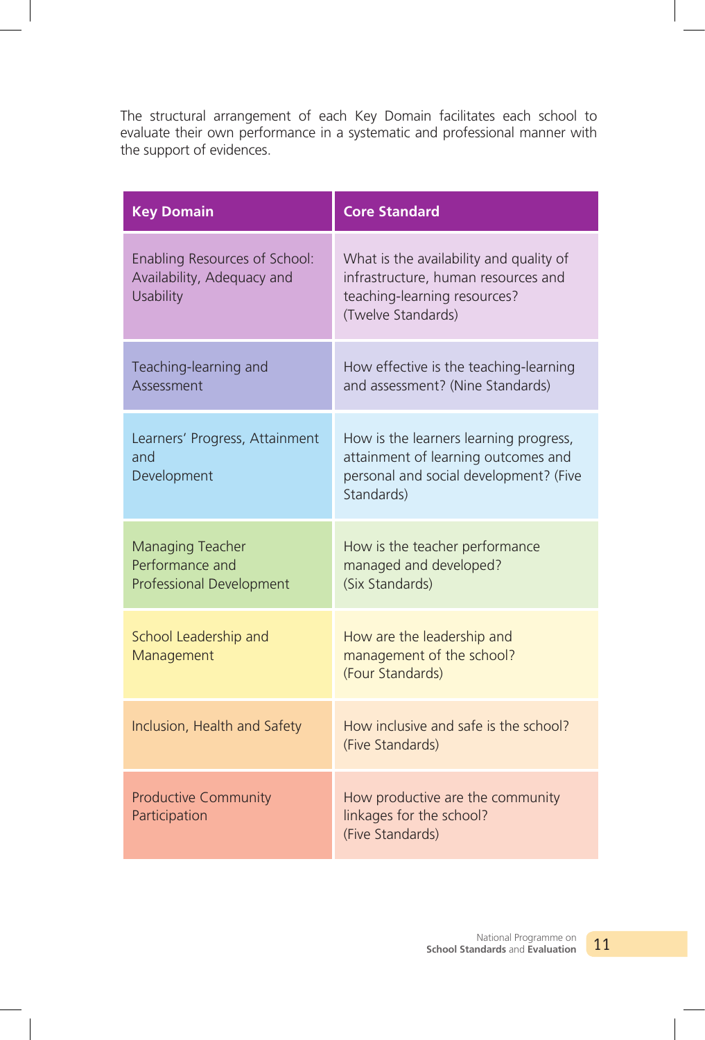The structural arrangement of each Key Domain facilitates each school to evaluate their own performance in a systematic and professional manner with the support of evidences.

| Key Domain | Core Standard |
|---|---|
| Enabling Resources of School: Availability, Adequacy and Usability | What is the availability and quality of infrastructure, human resources and teaching-learning resources? (Twelve Standards) |
| Teaching-learning and Assessment | How effective is the teaching-learning and assessment? (Nine Standards) |
| Learners' Progress, Attainment and Development | How is the learners learning progress, attainment of learning outcomes and personal and social development? (Five Standards) |
| Managing Teacher Performance and Professional Development | How is the teacher performance managed and developed? (Six Standards) |
| School Leadership and Management | How are the leadership and management of the school? (Four Standards) |
| Inclusion, Health and Safety | How inclusive and safe is the school? (Five Standards) |
| Productive Community Participation | How productive are the community linkages for the school? (Five Standards) |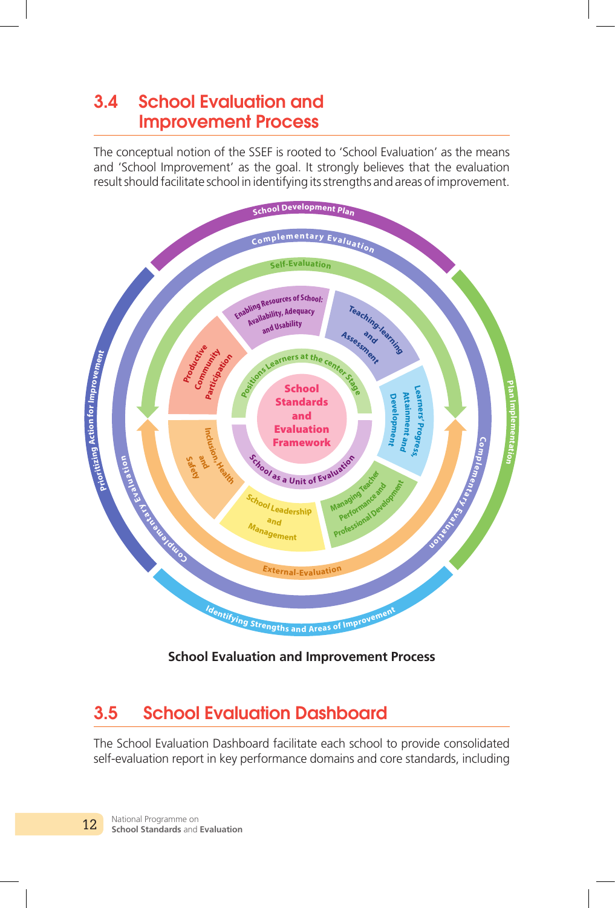## 3.4 School Evaluation and Improvement Process

The conceptual notion of the SSEF is rooted to 'School Evaluation' as the means and 'School Improvement' as the goal. It strongly believes that the evaluation result should facilitate school in identifying its strengths and areas of improvement.

School Standards and Evaluation Framework

Positions Learners at the center Stage

School as a Unit of Evaluation

Enabling Resources of School: Availability, Adequacy and Usability

Teaching-learning and Assessment

Learners' Progress, Attainment and Development

Managing Teacher Performance and Professional Development

School Leadership and Management

Inclusion, Health and Safety

Productive Community Participation

Self-Evaluation

External-Evaluation

Complementary Evaluation

School Development Plan

Plan Implementation

Identifying Strengths and Areas of Improvement

Prioritizing Action for Improvement

**School Evaluation and Improvement Process**

## 3.5 School Evaluation Dashboard

The School Evaluation Dashboard facilitate each school to provide consolidated self-evaluation report in key performance domains and core standards, including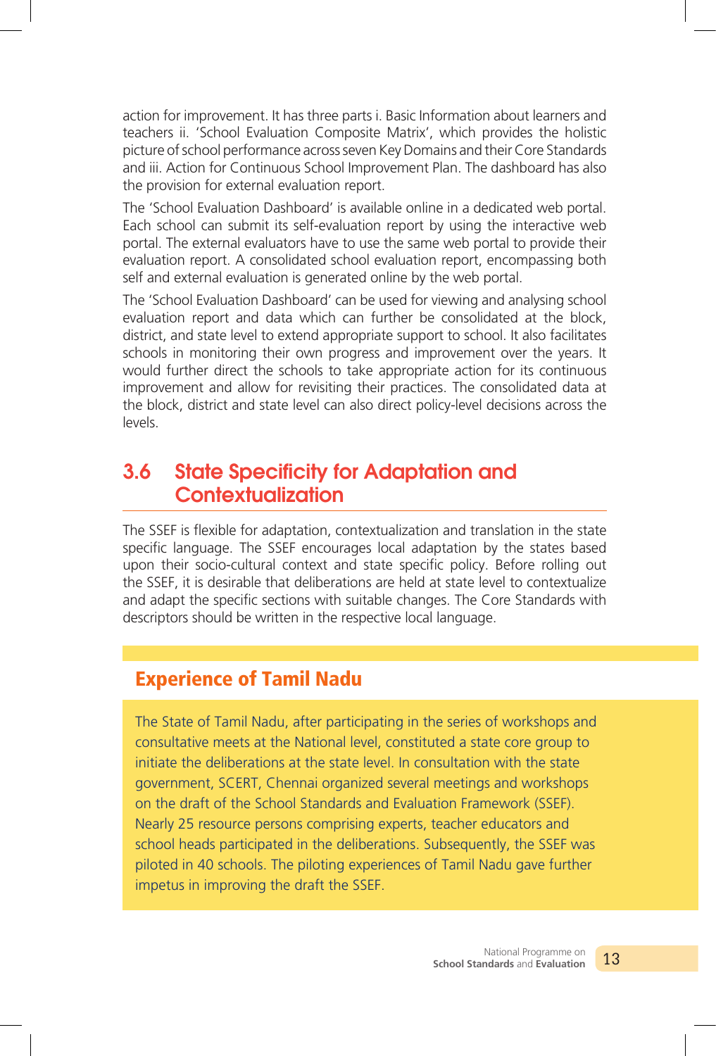action for improvement. It has three parts i. Basic Information about learners and teachers ii. 'School Evaluation Composite Matrix', which provides the holistic picture of school performance across seven Key Domains and their Core Standards and iii. Action for Continuous School Improvement Plan. The dashboard has also the provision for external evaluation report.

The 'School Evaluation Dashboard' is available online in a dedicated web portal. Each school can submit its self-evaluation report by using the interactive web portal. The external evaluators have to use the same web portal to provide their evaluation report. A consolidated school evaluation report, encompassing both self and external evaluation is generated online by the web portal.

The 'School Evaluation Dashboard' can be used for viewing and analysing school evaluation report and data which can further be consolidated at the block, district, and state level to extend appropriate support to school. It also facilitates schools in monitoring their own progress and improvement over the years. It would further direct the schools to take appropriate action for its continuous improvement and allow for revisiting their practices. The consolidated data at the block, district and state level can also direct policy-level decisions across the levels.

## 3.6 State Specificity for Adaptation and Contextualization

The SSEF is flexible for adaptation, contextualization and translation in the state specific language. The SSEF encourages local adaptation by the states based upon their socio-cultural context and state specific policy. Before rolling out the SSEF, it is desirable that deliberations are held at state level to contextualize and adapt the specific sections with suitable changes. The Core Standards with descriptors should be written in the respective local language.

### Experience of Tamil Nadu

The State of Tamil Nadu, after participating in the series of workshops and consultative meets at the National level, constituted a state core group to initiate the deliberations at the state level. In consultation with the state government, SCERT, Chennai organized several meetings and workshops on the draft of the School Standards and Evaluation Framework (SSEF). Nearly 25 resource persons comprising experts, teacher educators and school heads participated in the deliberations. Subsequently, the SSEF was piloted in 40 schools. The piloting experiences of Tamil Nadu gave further impetus in improving the draft the SSEF.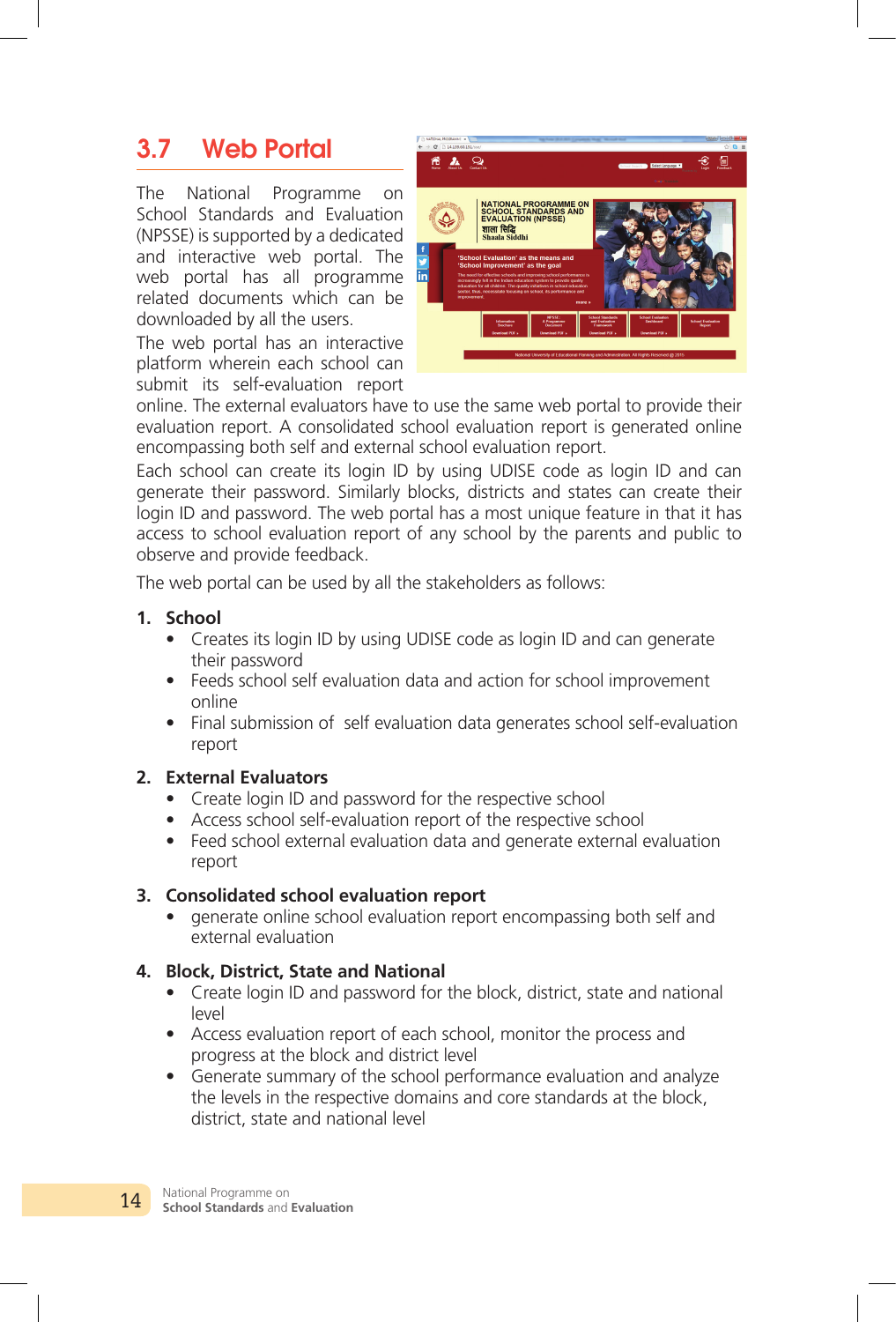## 3.7 Web Portal

The National Programme on School Standards and Evaluation (NPSSE) is supported by a dedicated and interactive web portal. The web portal has all programme related documents which can be downloaded by all the users.

The web portal has an interactive platform wherein each school can submit its self-evaluation report online. The external evaluators have to use the same web portal to provide their evaluation report. A consolidated school evaluation report is generated online encompassing both self and external school evaluation report.

Each school can create its login ID by using UDISE code as login ID and can generate their password. Similarly blocks, districts and states can create their login ID and password. The web portal has a most unique feature in that it has access to school evaluation report of any school by the parents and public to observe and provide feedback.

The web portal can be used by all the stakeholders as follows:

1. **School**
   - Creates its login ID by using UDISE code as login ID and can generate their password
   - Feeds school self evaluation data and action for school improvement online
   - Final submission of self evaluation data generates school self-evaluation report

2. **External Evaluators**
   - Create login ID and password for the respective school
   - Access school self-evaluation report of the respective school
   - Feed school external evaluation data and generate external evaluation report

3. **Consolidated school evaluation report**
   - generate online school evaluation report encompassing both self and external evaluation

4. **Block, District, State and National**
   - Create login ID and password for the block, district, state and national level
   - Access evaluation report of each school, monitor the process and progress at the block and district level
   - Generate summary of the school performance evaluation and analyze the levels in the respective domains and core standards at the block, district, state and national level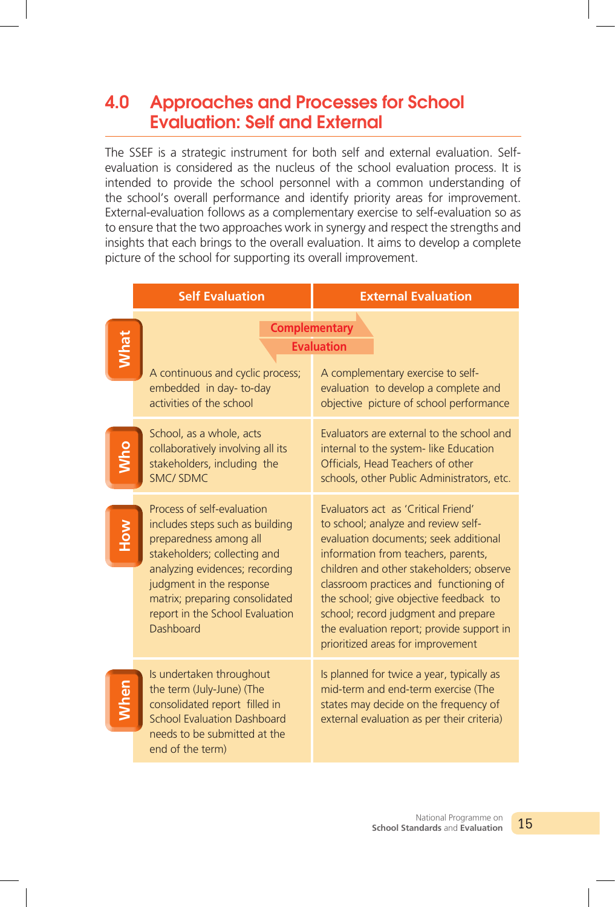## 4.0 Approaches and Processes for School Evaluation: Self and External

The SSEF is a strategic instrument for both self and external evaluation. Self-evaluation is considered as the nucleus of the school evaluation process. It is intended to provide the school personnel with a common understanding of the school's overall performance and identify priority areas for improvement. External-evaluation follows as a complementary exercise to self-evaluation so as to ensure that the two approaches work in synergy and respect the strengths and insights that each brings to the overall evaluation. It aims to develop a complete picture of the school for supporting its overall improvement.

| | Self Evaluation | External Evaluation |
|---|---|---|
| **What** | Complementary Evaluation<br>A continuous and cyclic process; embedded in day- to-day activities of the school | A complementary exercise to self-evaluation to develop a complete and objective picture of school performance |
| **Who** | School, as a whole, acts collaboratively involving all its stakeholders, including the SMC/ SDMC | Evaluators are external to the school and internal to the system- like Education Officials, Head Teachers of other schools, other Public Administrators, etc. |
| **How** | Process of self-evaluation includes steps such as building preparedness among all stakeholders; collecting and analyzing evidences; recording judgment in the response matrix; preparing consolidated report in the School Evaluation Dashboard | Evaluators act as 'Critical Friend' to school; analyze and review self-evaluation documents; seek additional information from teachers, parents, children and other stakeholders; observe classroom practices and functioning of the school; give objective feedback to school; record judgment and prepare the evaluation report; provide support in prioritized areas for improvement |
| **When** | Is undertaken throughout the term (July-June) (The consolidated report filled in School Evaluation Dashboard needs to be submitted at the end of the term) | Is planned for twice a year, typically as mid-term and end-term exercise (The states may decide on the frequency of external evaluation as per their criteria) |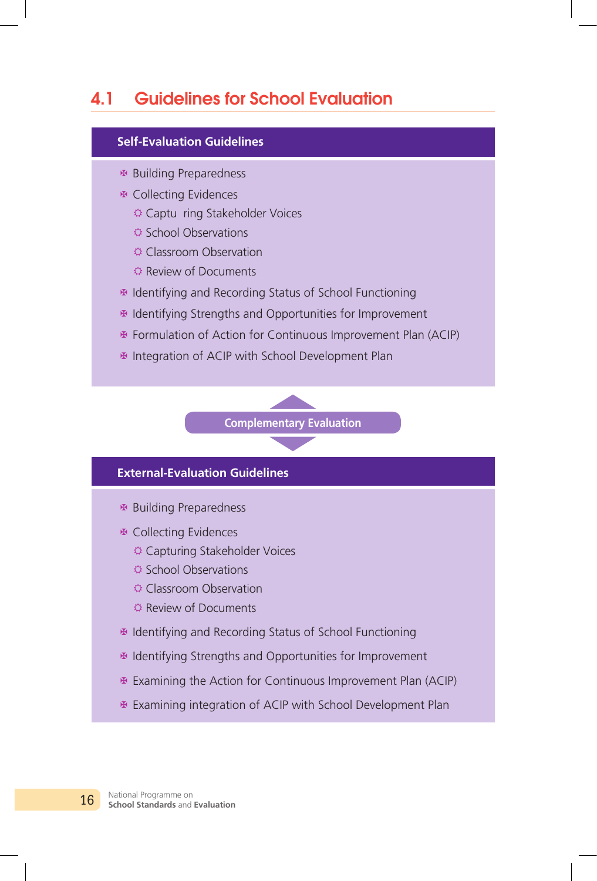## 4.1 Guidelines for School Evaluation

**Self-Evaluation Guidelines**

- Building Preparedness
- Collecting Evidences
  - Captu  ring Stakeholder Voices
  - School Observations
  - Classroom Observation
  - Review of Documents
- Identifying and Recording Status of School Functioning
- Identifying Strengths and Opportunities for Improvement
- Formulation of Action for Continuous Improvement Plan (ACIP)
- Integration of ACIP with School Development Plan

**Complementary Evaluation**

**External-Evaluation Guidelines**

- Building Preparedness
- Collecting Evidences
  - Capturing Stakeholder Voices
  - School Observations
  - Classroom Observation
  - Review of Documents
- Identifying and Recording Status of School Functioning
- Identifying Strengths and Opportunities for Improvement
- Examining the Action for Continuous Improvement Plan (ACIP)
- Examining integration of ACIP with School Development Plan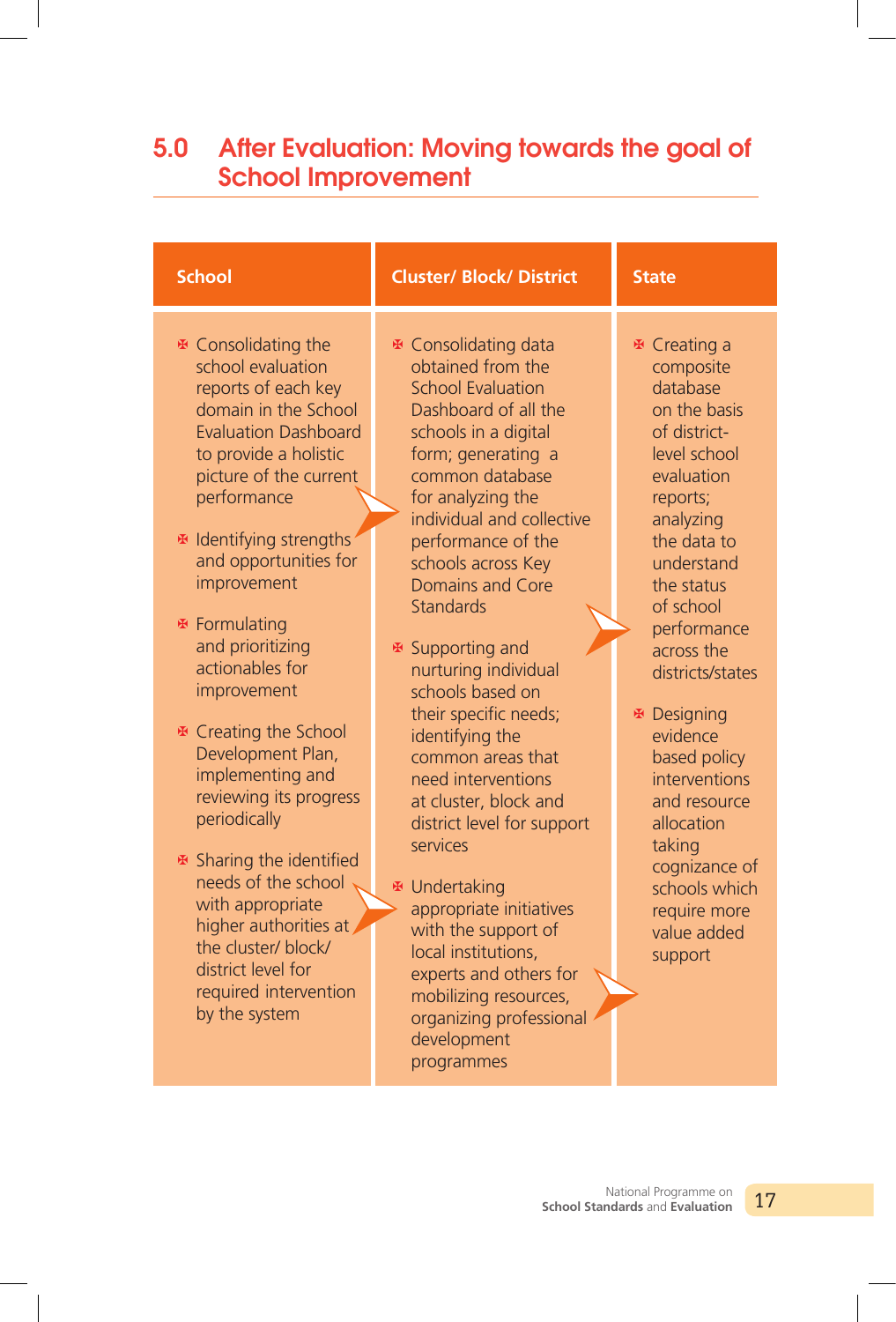## 5.0 After Evaluation: Moving towards the goal of School Improvement

| School | Cluster/ Block/ District | State |
|---|---|---|
| • Consolidating the school evaluation reports of each key domain in the School Evaluation Dashboard to provide a holistic picture of the current performance<br>• Identifying strengths and opportunities for improvement<br>• Formulating and prioritizing actionables for improvement<br>• Creating the School Development Plan, implementing and reviewing its progress periodically<br>• Sharing the identified needs of the school with appropriate higher authorities at the cluster/ block/ district level for required intervention by the system | • Consolidating data obtained from the School Evaluation Dashboard of all the schools in a digital form; generating a common database for analyzing the individual and collective performance of the schools across Key Domains and Core Standards<br>• Supporting and nurturing individual schools based on their specific needs; identifying the common areas that need interventions at cluster, block and district level for support services<br>• Undertaking appropriate initiatives with the support of local institutions, experts and others for mobilizing resources, organizing professional development programmes | • Creating a composite database on the basis of district-level school evaluation reports; analyzing the data to understand the status of school performance across the districts/states<br>• Designing evidence based policy interventions and resource allocation taking cognizance of schools which require more value added support |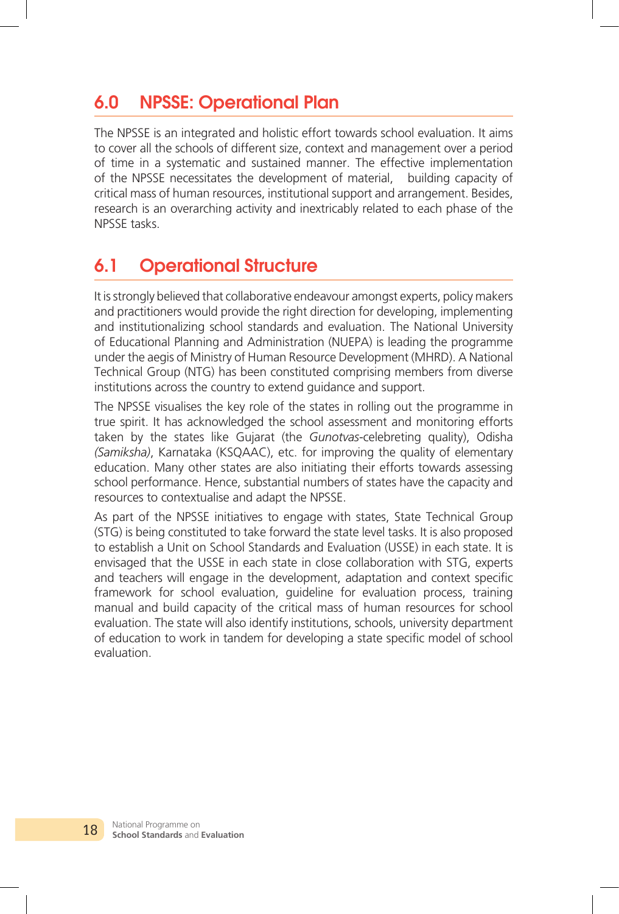## 6.0 NPSSE: Operational Plan

The NPSSE is an integrated and holistic effort towards school evaluation. It aims to cover all the schools of different size, context and management over a period of time in a systematic and sustained manner. The effective implementation of the NPSSE necessitates the development of material, building capacity of critical mass of human resources, institutional support and arrangement. Besides, research is an overarching activity and inextricably related to each phase of the NPSSE tasks.

## 6.1 Operational Structure

It is strongly believed that collaborative endeavour amongst experts, policy makers and practitioners would provide the right direction for developing, implementing and institutionalizing school standards and evaluation. The National University of Educational Planning and Administration (NUEPA) is leading the programme under the aegis of Ministry of Human Resource Development (MHRD). A National Technical Group (NTG) has been constituted comprising members from diverse institutions across the country to extend guidance and support.

The NPSSE visualises the key role of the states in rolling out the programme in true spirit. It has acknowledged the school assessment and monitoring efforts taken by the states like Gujarat (the *Gunotvas*-celebreting quality), Odisha *(Samiksha)*, Karnataka (KSQAAC), etc. for improving the quality of elementary education. Many other states are also initiating their efforts towards assessing school performance. Hence, substantial numbers of states have the capacity and resources to contextualise and adapt the NPSSE.

As part of the NPSSE initiatives to engage with states, State Technical Group (STG) is being constituted to take forward the state level tasks. It is also proposed to establish a Unit on School Standards and Evaluation (USSE) in each state. It is envisaged that the USSE in each state in close collaboration with STG, experts and teachers will engage in the development, adaptation and context specific framework for school evaluation, guideline for evaluation process, training manual and build capacity of the critical mass of human resources for school evaluation. The state will also identify institutions, schools, university department of education to work in tandem for developing a state specific model of school evaluation.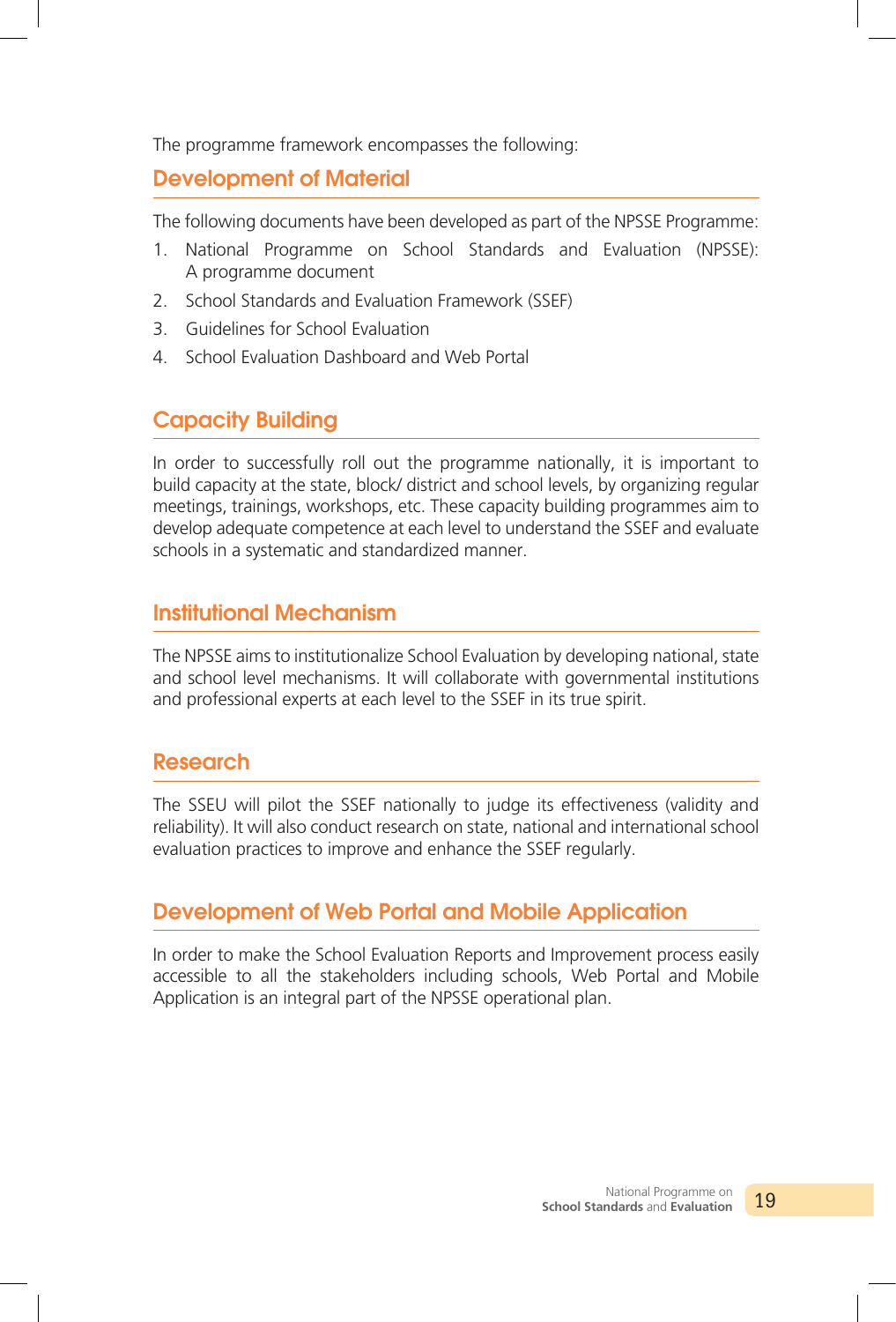The programme framework encompasses the following:

## Development of Material

The following documents have been developed as part of the NPSSE Programme:

1. National Programme on School Standards and Evaluation (NPSSE): A programme document
2. School Standards and Evaluation Framework (SSEF)
3. Guidelines for School Evaluation
4. School Evaluation Dashboard and Web Portal

## Capacity Building

In order to successfully roll out the programme nationally, it is important to build capacity at the state, block/ district and school levels, by organizing regular meetings, trainings, workshops, etc. These capacity building programmes aim to develop adequate competence at each level to understand the SSEF and evaluate schools in a systematic and standardized manner.

## Institutional Mechanism

The NPSSE aims to institutionalize School Evaluation by developing national, state and school level mechanisms. It will collaborate with governmental institutions and professional experts at each level to the SSEF in its true spirit.

## Research

The SSEU will pilot the SSEF nationally to judge its effectiveness (validity and reliability). It will also conduct research on state, national and international school evaluation practices to improve and enhance the SSEF regularly.

## Development of Web Portal and Mobile Application

In order to make the School Evaluation Reports and Improvement process easily accessible to all the stakeholders including schools, Web Portal and Mobile Application is an integral part of the NPSSE operational plan.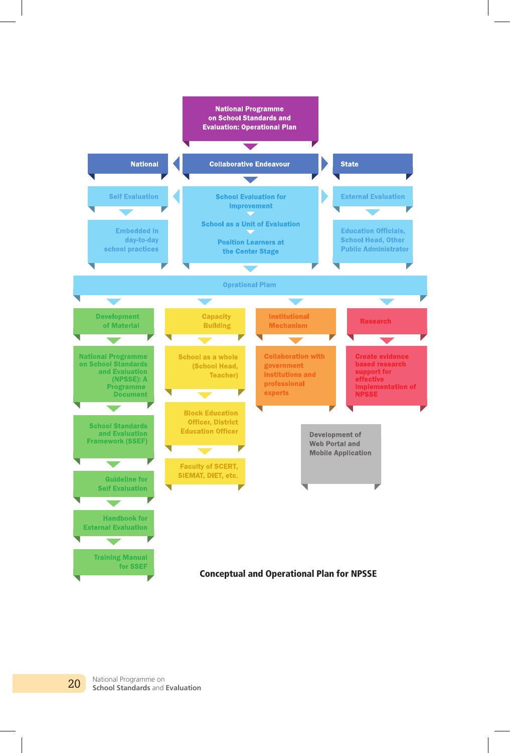**National Programme on School Standards and Evaluation: Operational Plan**

- **National** — Self Evaluation — Embedded in day-to-day school practices
- **Collaborative Endeavour** — School Evaluation for Improvement — School as a Unit of Evaluation — Position Learners at the Center Stage
- **State** — External Evaluation — Education Officials, School Head, Other Public Administrator

**Oprational Plam**

- **Development of Material**
  - National Programme on School Standards and Evaluation (NPSSE): A Programme Document
  - School Standards and Evaluation Framework (SSEF)
  - Guideline for Self Evaluation
  - Handbook for External Evaluation
  - Training Manual for SSEF
- **Capacity Building**
  - School as a whole (School Head, Teacher)
  - Block Education Officer, District Education Officer
  - Faculty of SCERT, SIEMAT, DIET, etc.
- **Institutional Mechanism**
  - Collaboration with government institutions and professional experts
- **Research**
  - Create evidence based research support for effective implementation of NPSSE

Development of Web Portal and Mobile Application

**Conceptual and Operational Plan for NPSSE**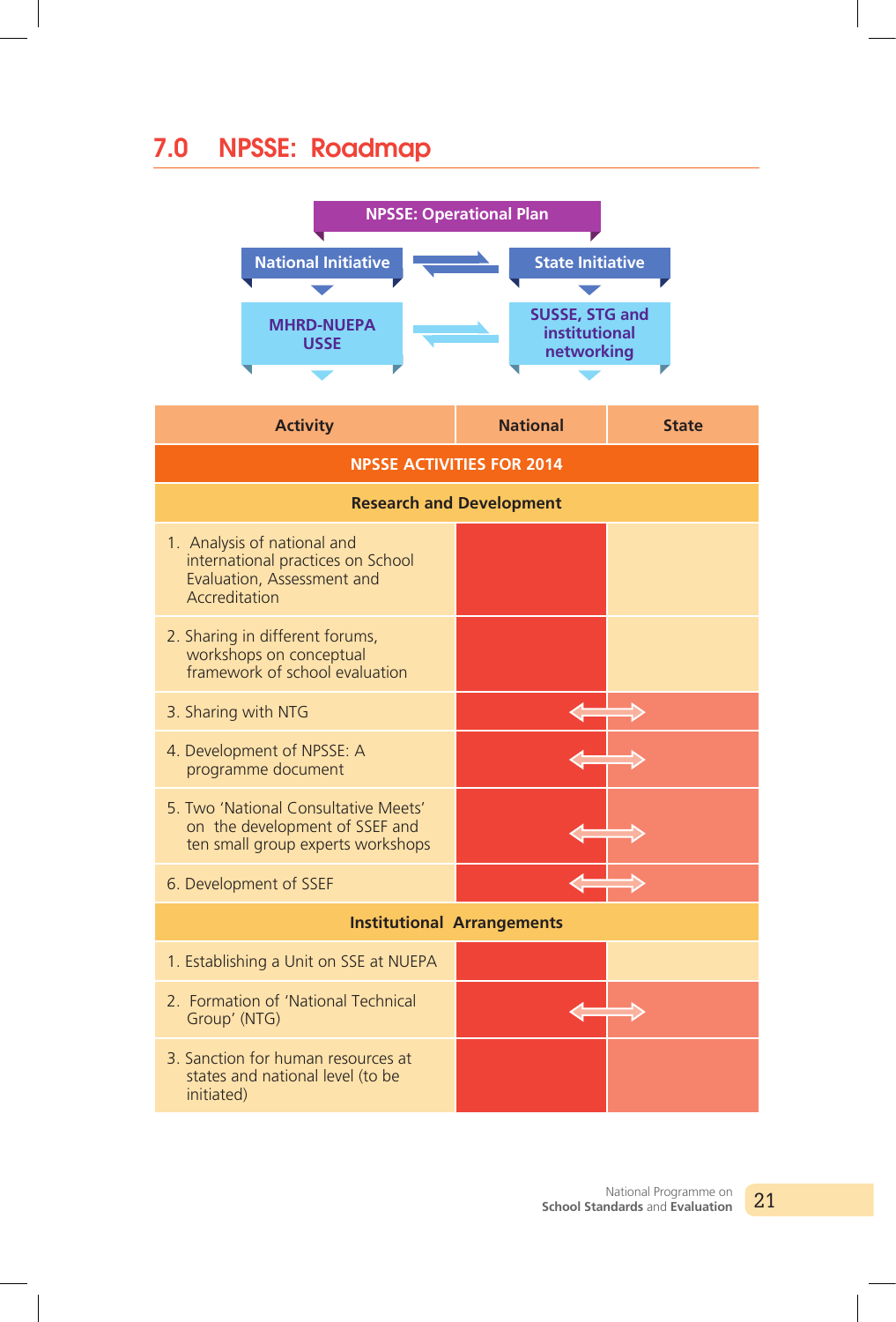## 7.0 NPSSE: Roadmap

NPSSE: Operational Plan

| National Initiative | ⇄ | State Initiative |
|---|---|---|
| MHRD-NUEPA USSE | ⇄ | SUSSE, STG and institutional networking |

| Activity | National | State |
|---|---|---|
| **NPSSE ACTIVITIES FOR 2014** | | |
| **Research and Development** | | |
| 1. Analysis of national and international practices on School Evaluation, Assessment and Accreditation | ✓ | |
| 2. Sharing in different forums, workshops on conceptual framework of school evaluation | ✓ | |
| 3. Sharing with NTG | ✓ ⟷ | ✓ |
| 4. Development of NPSSE: A programme document | ✓ ⟷ | ✓ |
| 5. Two 'National Consultative Meets' on the development of SSEF and ten small group experts workshops | ✓ ⟷ | ✓ |
| 6. Development of SSEF | ✓ ⟷ | ✓ |
| **Institutional Arrangements** | | |
| 1. Establishing a Unit on SSE at NUEPA | ✓ | |
| 2. Formation of 'National Technical Group' (NTG) | ✓ ⟷ | ✓ |
| 3. Sanction for human resources at states and national level (to be initiated) | ✓ | ✓ |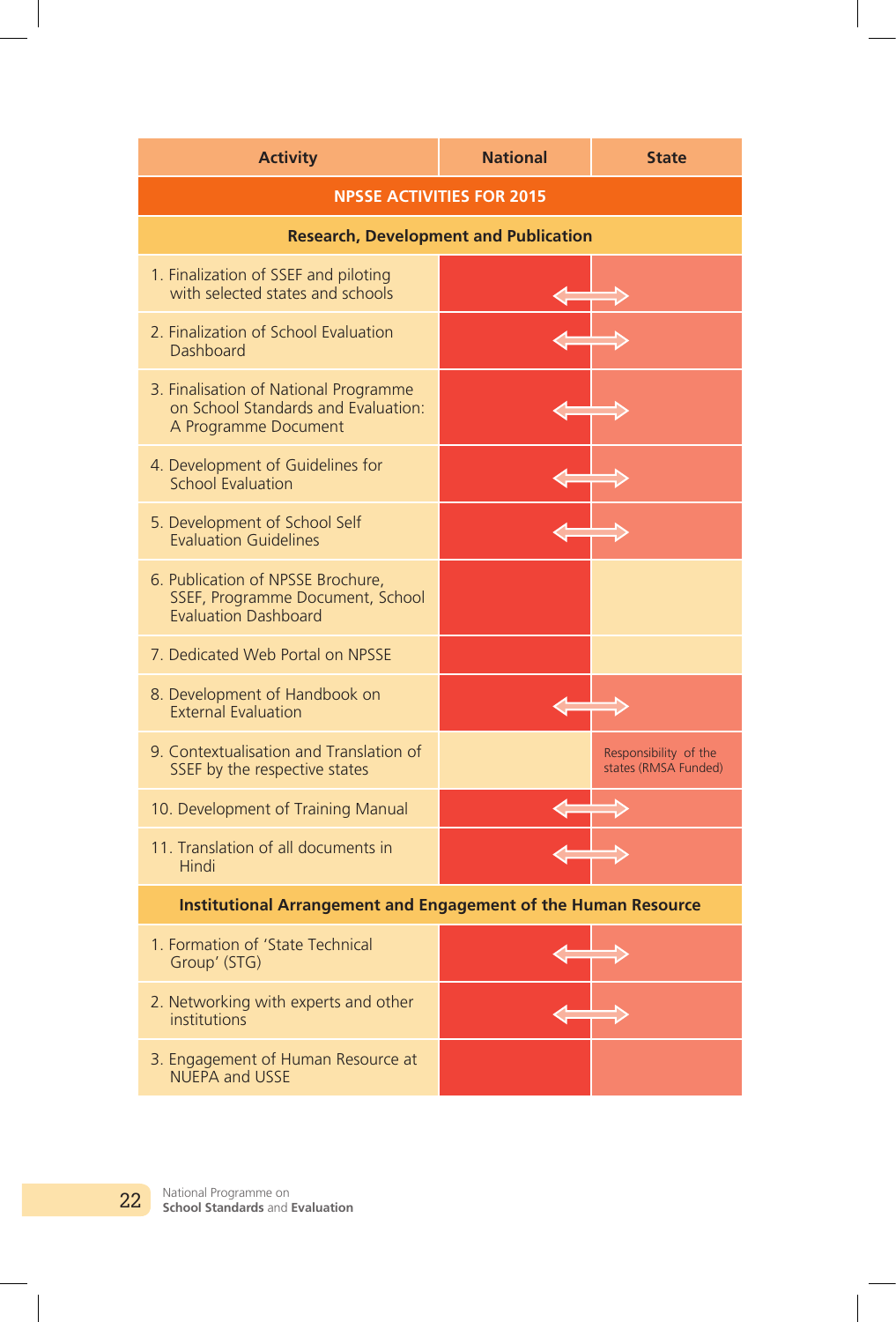| Activity | National | State |
|---|---|---|
| **NPSSE ACTIVITIES FOR 2015** | | |
| **Research, Development and Publication** | | |
| 1. Finalization of SSEF and piloting with selected states and schools | ⟺ | ⟺ |
| 2. Finalization of School Evaluation Dashboard | ⟺ | ⟺ |
| 3. Finalisation of National Programme on School Standards and Evaluation: A Programme Document | ⟺ | ⟺ |
| 4. Development of Guidelines for School Evaluation | ⟺ | ⟺ |
| 5. Development of School Self Evaluation Guidelines | ⟺ | ⟺ |
| 6. Publication of NPSSE Brochure, SSEF, Programme Document, School Evaluation Dashboard | ✓ | |
| 7. Dedicated Web Portal on NPSSE | ✓ | |
| 8. Development of Handbook on External Evaluation | ⟺ | ⟺ |
| 9. Contextualisation and Translation of SSEF by the respective states | | Responsibility of the states (RMSA Funded) |
| 10. Development of Training Manual | ⟺ | ⟺ |
| 11. Translation of all documents in Hindi | ⟺ | ⟺ |
| **Institutional Arrangement and Engagement of the Human Resource** | | |
| 1. Formation of 'State Technical Group' (STG) | ⟺ | ⟺ |
| 2. Networking with experts and other institutions | ⟺ | ⟺ |
| 3. Engagement of Human Resource at NUEPA and USSE | ✓ | ✓ |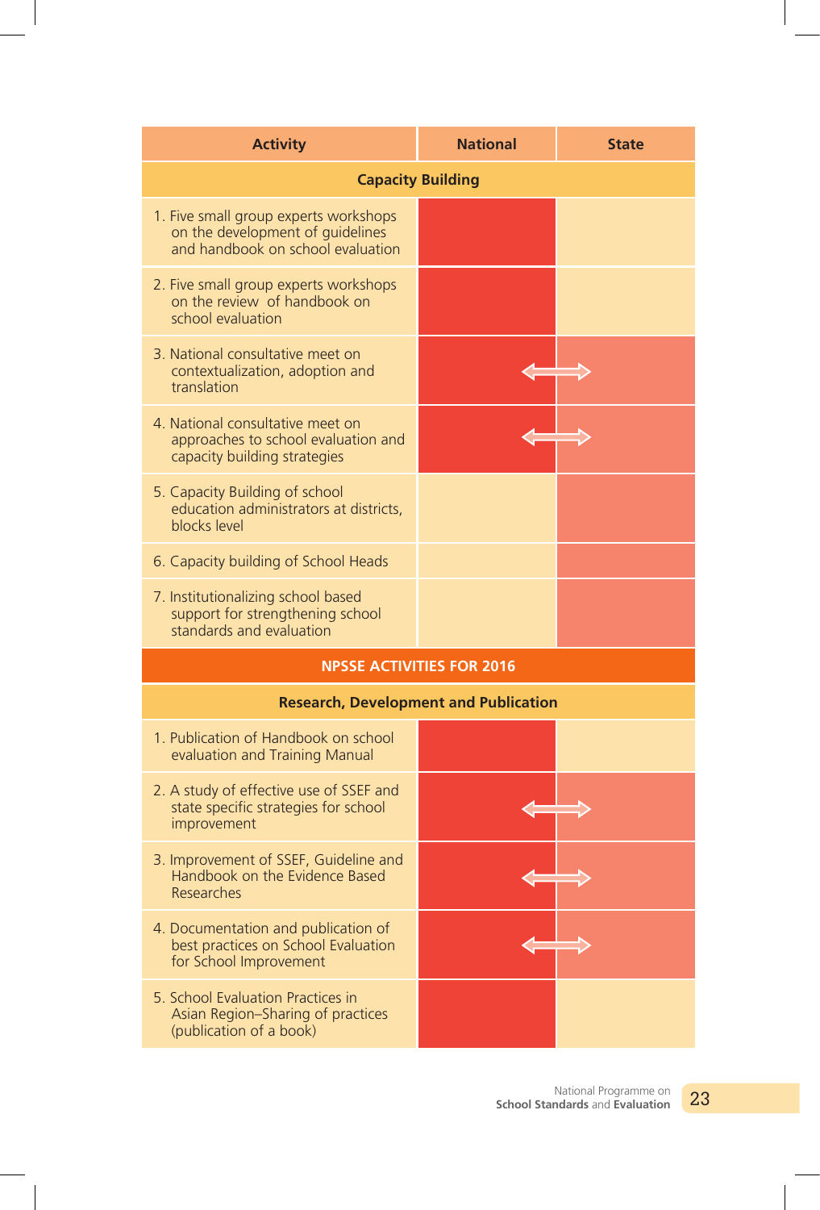| Activity | National | State |
|---|---|---|
| **Capacity Building** | | |
| 1. Five small group experts workshops on the development of guidelines and handbook on school evaluation | ✓ | |
| 2. Five small group experts workshops on the review of handbook on school evaluation | ✓ | |
| 3. National consultative meet on contextualization, adoption and translation | ⟷ | ⟷ |
| 4. National consultative meet on approaches to school evaluation and capacity building strategies | ⟷ | ⟷ |
| 5. Capacity Building of school education administrators at districts, blocks level | | ✓ |
| 6. Capacity building of School Heads | | ✓ |
| 7. Institutionalizing school based support for strengthening school standards and evaluation | | ✓ |
| **NPSSE ACTIVITIES FOR 2016** | | |
| **Research, Development and Publication** | | |
| 1. Publication of Handbook on school evaluation and Training Manual | ✓ | |
| 2. A study of effective use of SSEF and state specific strategies for school improvement | ⟷ | ⟷ |
| 3. Improvement of SSEF, Guideline and Handbook on the Evidence Based Researches | ⟷ | ⟷ |
| 4. Documentation and publication of best practices on School Evaluation for School Improvement | ⟷ | ⟷ |
| 5. School Evaluation Practices in Asian Region–Sharing of practices (publication of a book) | ✓ | |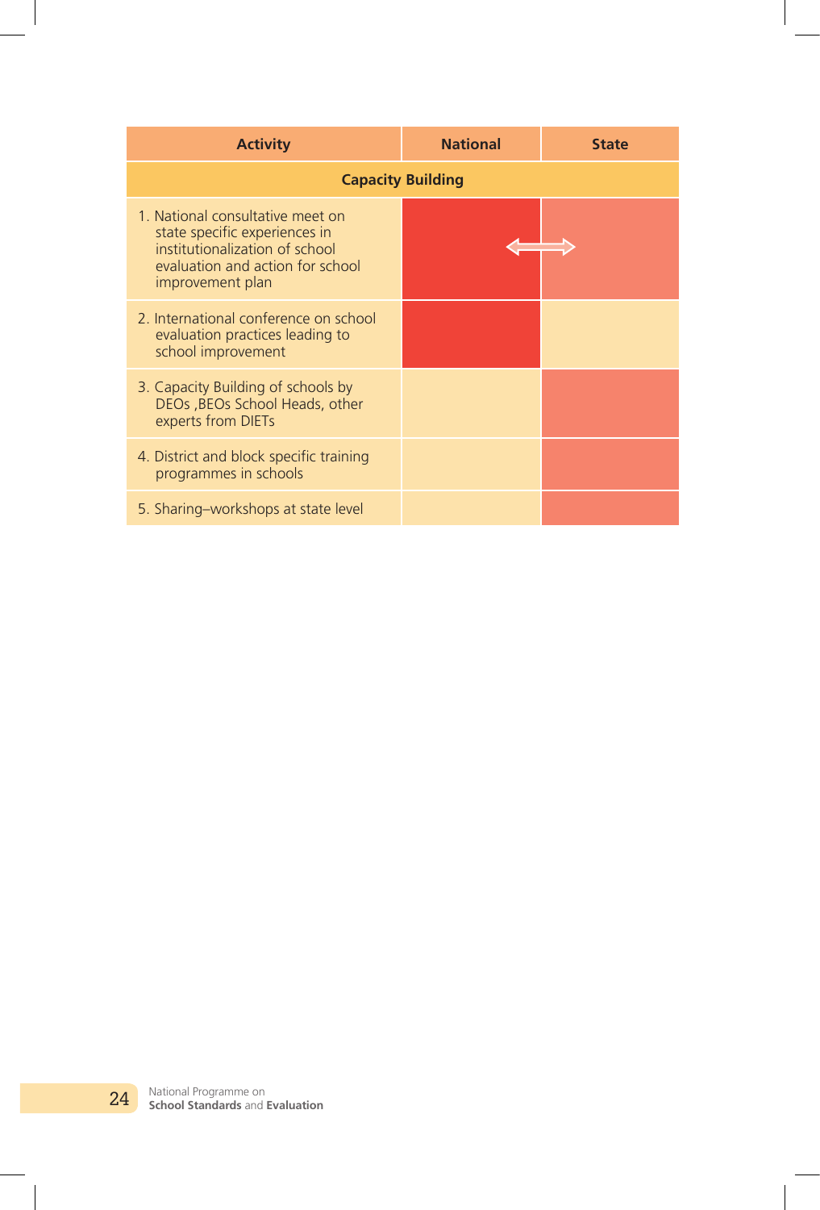| Activity | National | State |
|---|---|---|
| **Capacity Building** | | |
| 1. National consultative meet on state specific experiences in institutionalization of school evaluation and action for school improvement plan | | |
| 2. International conference on school evaluation practices leading to school improvement | | |
| 3. Capacity Building of schools by DEOs ,BEOs School Heads, other experts from DIETs | | |
| 4. District and block specific training programmes in schools | | |
| 5. Sharing–workshops at state level | | |